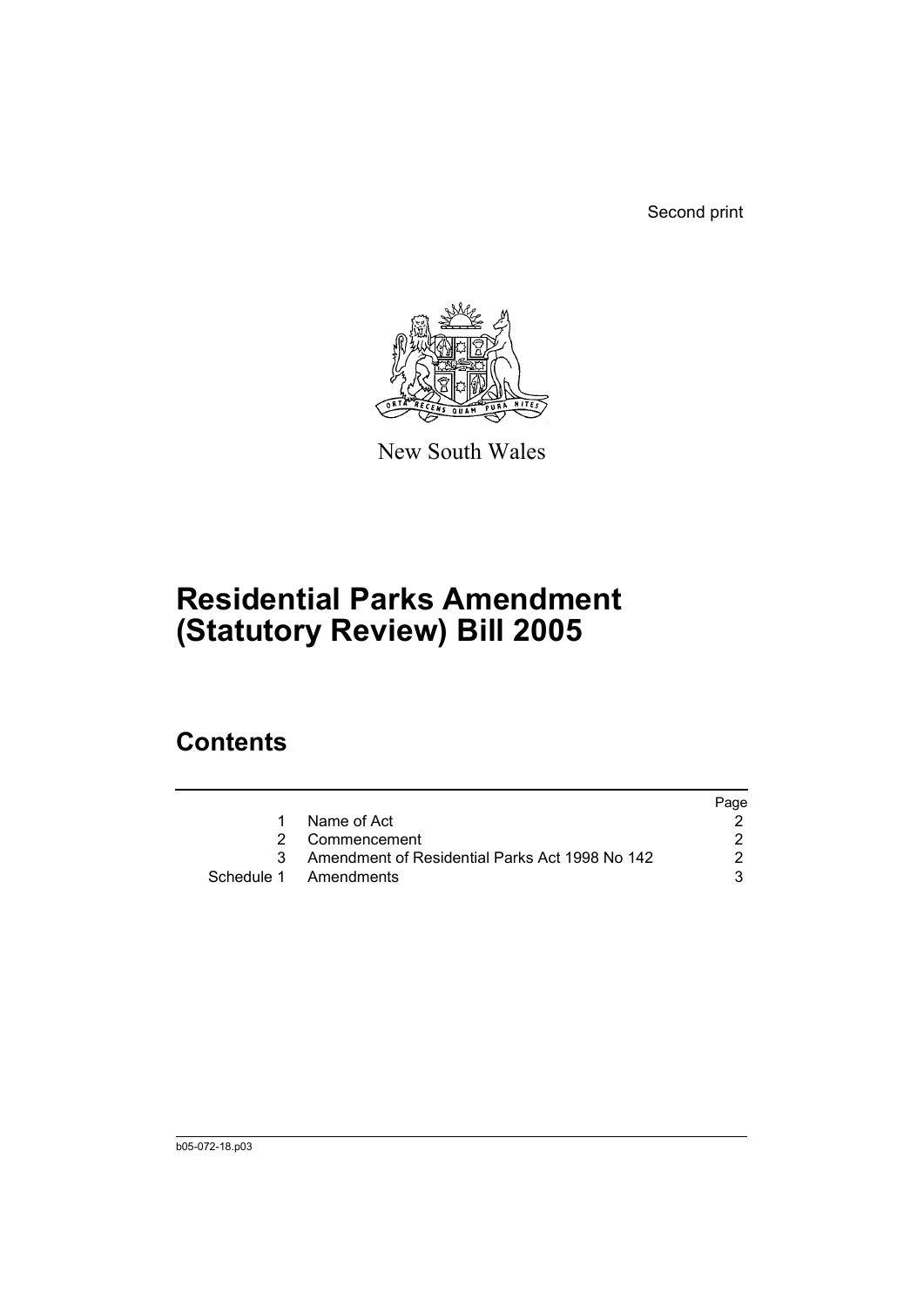Second print

New South Wales

# Residential Parks Amendment (Statutory Review) Bill 2005

## Contents

| | | Page |
|---|---|---|
| 1 | Name of Act | 2 |
| 2 | Commencement | 2 |
| 3 | Amendment of Residential Parks Act 1998 No 142 | 2 |
| Schedule 1 | Amendments | 3 |

b05-072-18.p03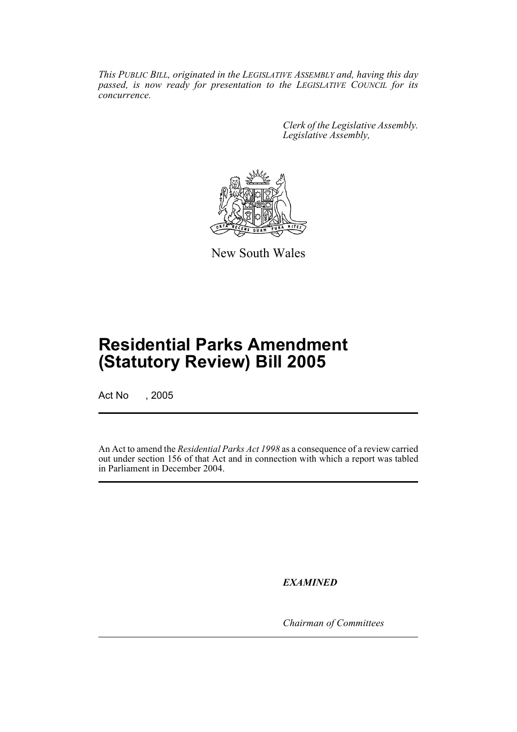*This PUBLIC BILL, originated in the LEGISLATIVE ASSEMBLY and, having this day passed, is now ready for presentation to the LEGISLATIVE COUNCIL for its concurrence.*

*Clerk of the Legislative Assembly.*
*Legislative Assembly,*

New South Wales

# Residential Parks Amendment (Statutory Review) Bill 2005

Act No , 2005

An Act to amend the *Residential Parks Act 1998* as a consequence of a review carried out under section 156 of that Act and in connection with which a report was tabled in Parliament in December 2004.

***EXAMINED***

*Chairman of Committees*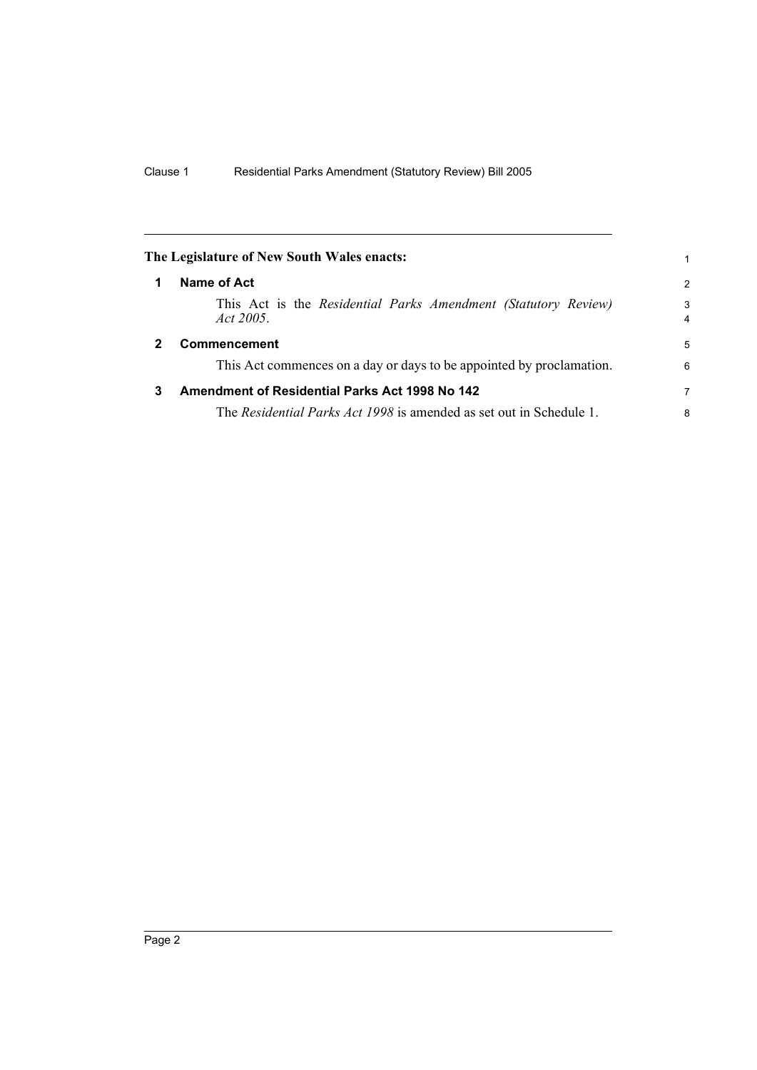**The Legislature of New South Wales enacts:**

## 1 Name of Act

This Act is the *Residential Parks Amendment (Statutory Review) Act 2005*.

## 2 Commencement

This Act commences on a day or days to be appointed by proclamation.

## 3 Amendment of Residential Parks Act 1998 No 142

The *Residential Parks Act 1998* is amended as set out in Schedule 1.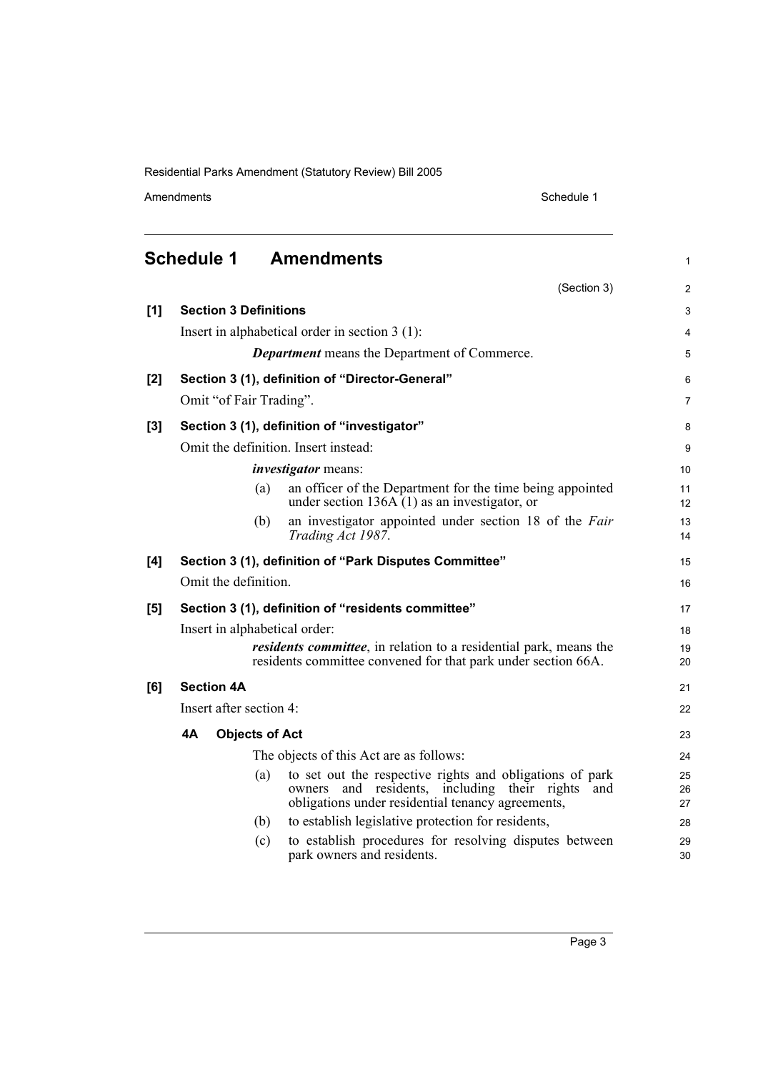## Schedule 1 Amendments

(Section 3)

**[1] Section 3 Definitions**

Insert in alphabetical order in section 3 (1):

***Department*** means the Department of Commerce.

**[2] Section 3 (1), definition of "Director-General"**

Omit "of Fair Trading".

**[3] Section 3 (1), definition of "investigator"**

Omit the definition. Insert instead:

***investigator*** means:

(a) an officer of the Department for the time being appointed under section 136A (1) as an investigator, or

(b) an investigator appointed under section 18 of the *Fair Trading Act 1987*.

**[4] Section 3 (1), definition of "Park Disputes Committee"**

Omit the definition.

**[5] Section 3 (1), definition of "residents committee"**

Insert in alphabetical order:

***residents committee***, in relation to a residential park, means the residents committee convened for that park under section 66A.

**[6] Section 4A**

Insert after section 4:

**4A Objects of Act**

The objects of this Act are as follows:

(a) to set out the respective rights and obligations of park owners and residents, including their rights and obligations under residential tenancy agreements,

(b) to establish legislative protection for residents,

(c) to establish procedures for resolving disputes between park owners and residents.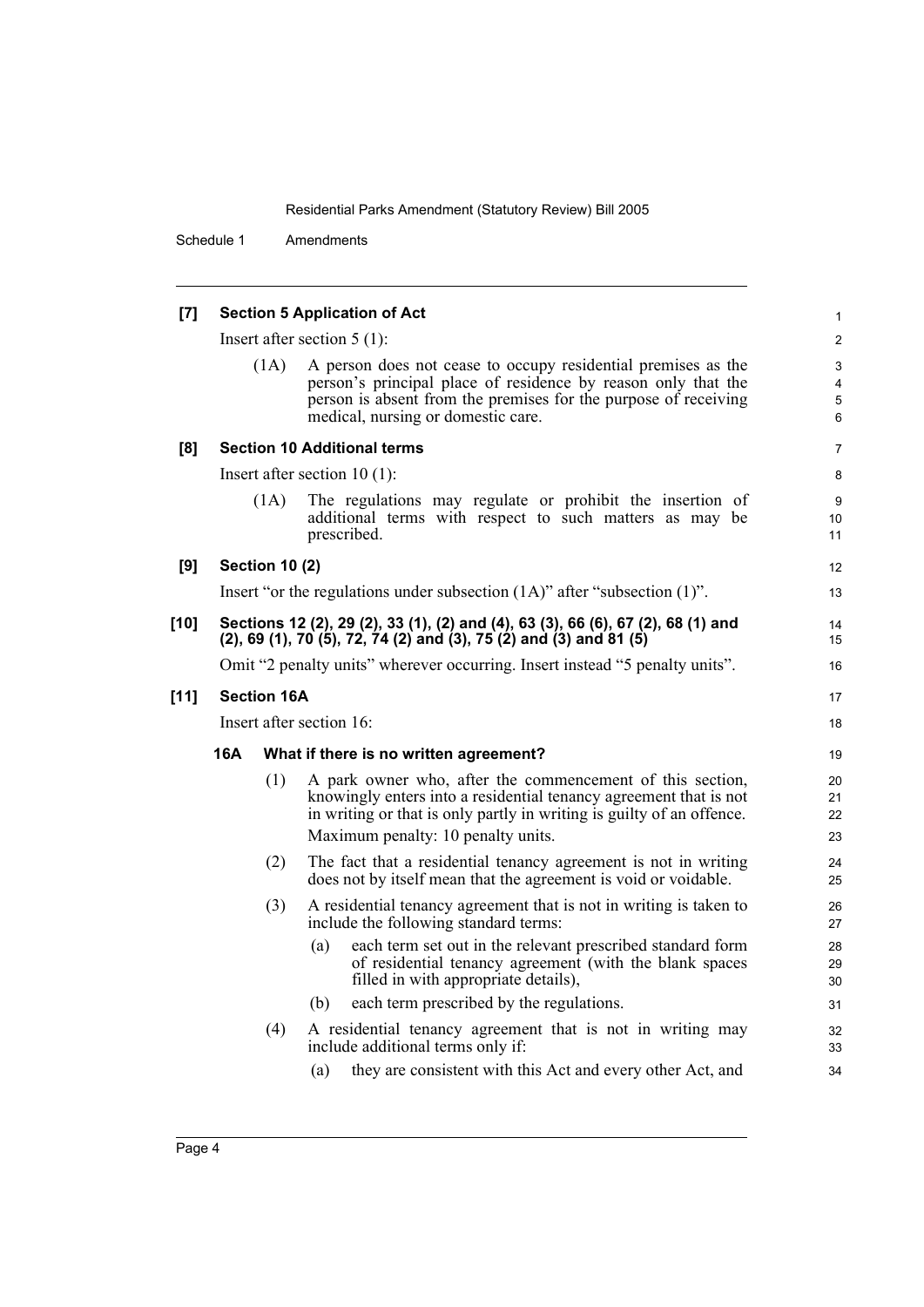**[7] Section 5 Application of Act**

Insert after section 5 (1):

(1A) A person does not cease to occupy residential premises as the person's principal place of residence by reason only that the person is absent from the premises for the purpose of receiving medical, nursing or domestic care.

**[8] Section 10 Additional terms**

Insert after section 10 (1):

(1A) The regulations may regulate or prohibit the insertion of additional terms with respect to such matters as may be prescribed.

**[9] Section 10 (2)**

Insert "or the regulations under subsection (1A)" after "subsection (1)".

**[10] Sections 12 (2), 29 (2), 33 (1), (2) and (4), 63 (3), 66 (6), 67 (2), 68 (1) and (2), 69 (1), 70 (5), 72, 74 (2) and (3), 75 (2) and (3) and 81 (5)**

Omit "2 penalty units" wherever occurring. Insert instead "5 penalty units".

**[11] Section 16A**

Insert after section 16:

**16A What if there is no written agreement?**

(1) A park owner who, after the commencement of this section, knowingly enters into a residential tenancy agreement that is not in writing or that is only partly in writing is guilty of an offence.

Maximum penalty: 10 penalty units.

(2) The fact that a residential tenancy agreement is not in writing does not by itself mean that the agreement is void or voidable.

(3) A residential tenancy agreement that is not in writing is taken to include the following standard terms:

(a) each term set out in the relevant prescribed standard form of residential tenancy agreement (with the blank spaces filled in with appropriate details),

(b) each term prescribed by the regulations.

(4) A residential tenancy agreement that is not in writing may include additional terms only if:

(a) they are consistent with this Act and every other Act, and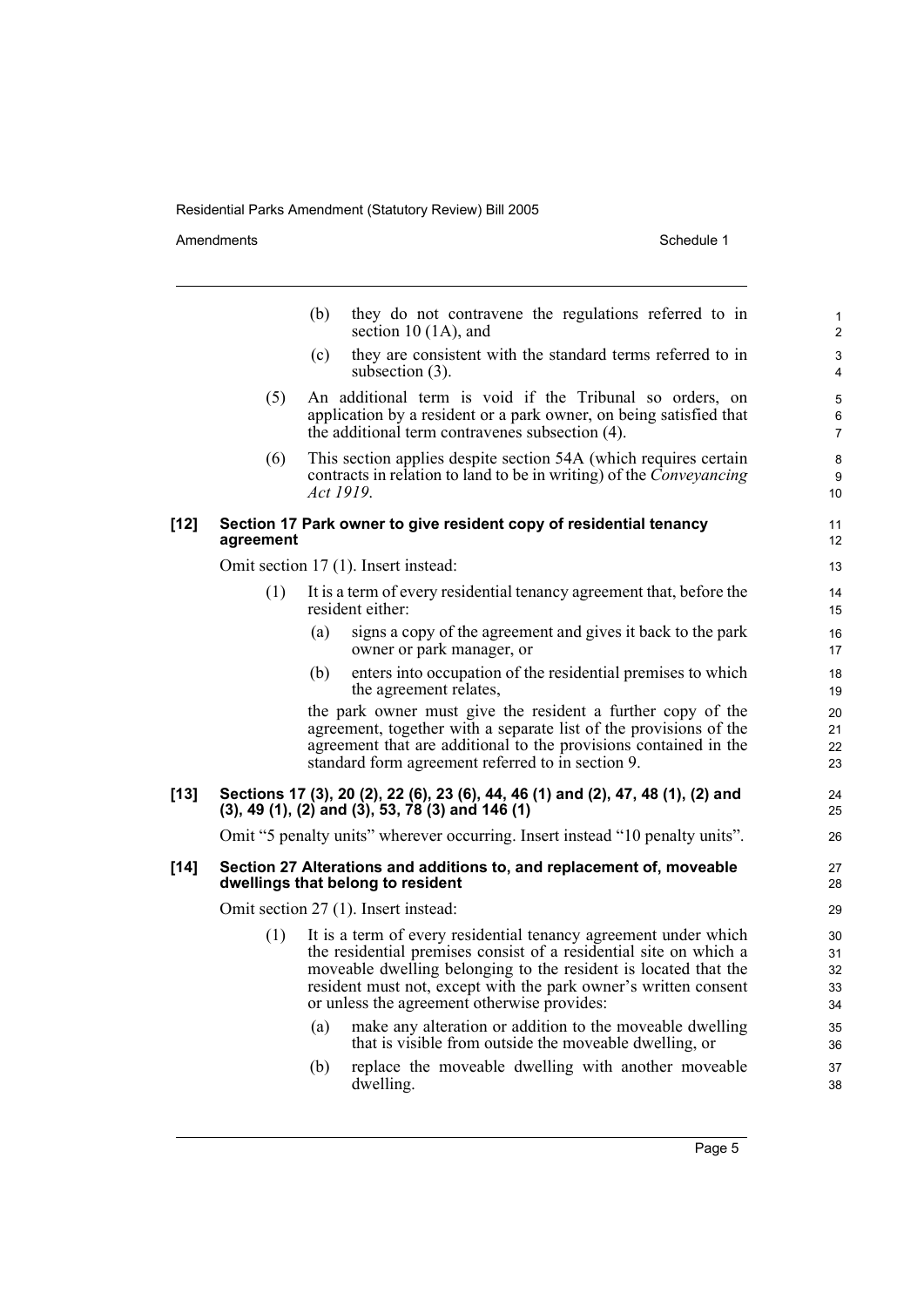(b) they do not contravene the regulations referred to in section 10 (1A), and

(c) they are consistent with the standard terms referred to in subsection (3).

(5) An additional term is void if the Tribunal so orders, on application by a resident or a park owner, on being satisfied that the additional term contravenes subsection (4).

(6) This section applies despite section 54A (which requires certain contracts in relation to land to be in writing) of the *Conveyancing Act 1919*.

**[12] Section 17 Park owner to give resident copy of residential tenancy agreement**

Omit section 17 (1). Insert instead:

(1) It is a term of every residential tenancy agreement that, before the resident either:

(a) signs a copy of the agreement and gives it back to the park owner or park manager, or

(b) enters into occupation of the residential premises to which the agreement relates,

the park owner must give the resident a further copy of the agreement, together with a separate list of the provisions of the agreement that are additional to the provisions contained in the standard form agreement referred to in section 9.

**[13] Sections 17 (3), 20 (2), 22 (6), 23 (6), 44, 46 (1) and (2), 47, 48 (1), (2) and (3), 49 (1), (2) and (3), 53, 78 (3) and 146 (1)**

Omit "5 penalty units" wherever occurring. Insert instead "10 penalty units".

**[14] Section 27 Alterations and additions to, and replacement of, moveable dwellings that belong to resident**

Omit section 27 (1). Insert instead:

(1) It is a term of every residential tenancy agreement under which the residential premises consist of a residential site on which a moveable dwelling belonging to the resident is located that the resident must not, except with the park owner's written consent or unless the agreement otherwise provides:

(a) make any alteration or addition to the moveable dwelling that is visible from outside the moveable dwelling, or

(b) replace the moveable dwelling with another moveable dwelling.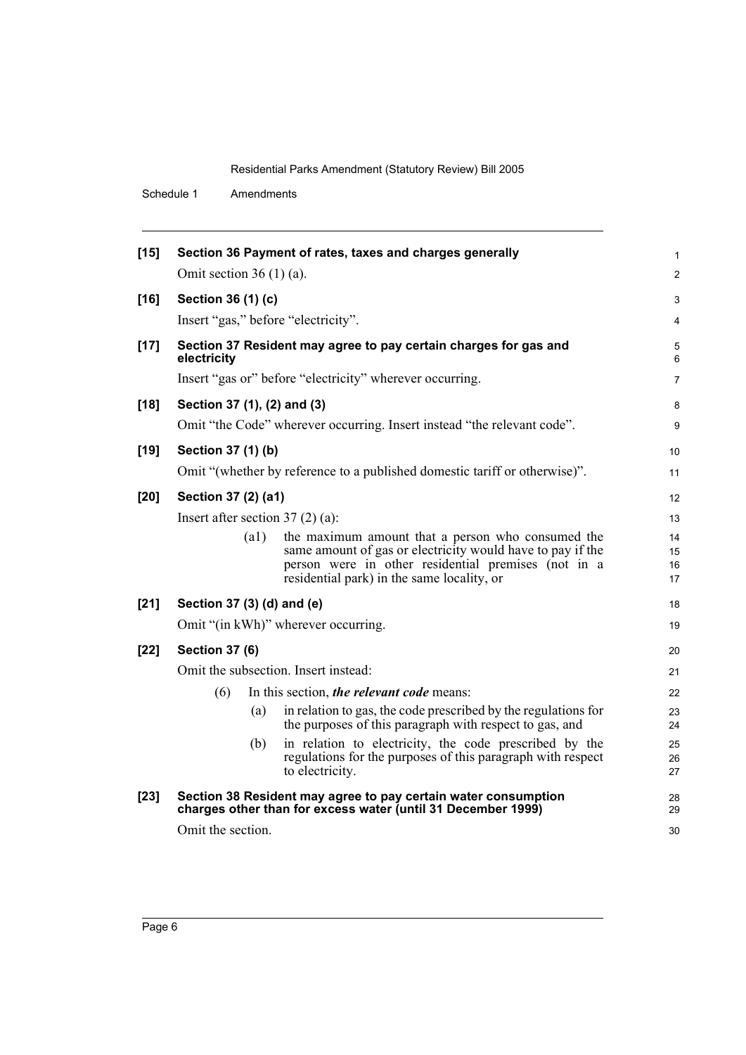**[15] Section 36 Payment of rates, taxes and charges generally**

Omit section 36 (1) (a).

**[16] Section 36 (1) (c)**

Insert "gas," before "electricity".

**[17] Section 37 Resident may agree to pay certain charges for gas and electricity**

Insert "gas or" before "electricity" wherever occurring.

**[18] Section 37 (1), (2) and (3)**

Omit "the Code" wherever occurring. Insert instead "the relevant code".

**[19] Section 37 (1) (b)**

Omit "(whether by reference to a published domestic tariff or otherwise)".

**[20] Section 37 (2) (a1)**

Insert after section 37 (2) (a):

(a1) the maximum amount that a person who consumed the same amount of gas or electricity would have to pay if the person were in other residential premises (not in a residential park) in the same locality, or

**[21] Section 37 (3) (d) and (e)**

Omit "(in kWh)" wherever occurring.

**[22] Section 37 (6)**

Omit the subsection. Insert instead:

(6) In this section, ***the relevant code*** means:

(a) in relation to gas, the code prescribed by the regulations for the purposes of this paragraph with respect to gas, and

(b) in relation to electricity, the code prescribed by the regulations for the purposes of this paragraph with respect to electricity.

**[23] Section 38 Resident may agree to pay certain water consumption charges other than for excess water (until 31 December 1999)**

Omit the section.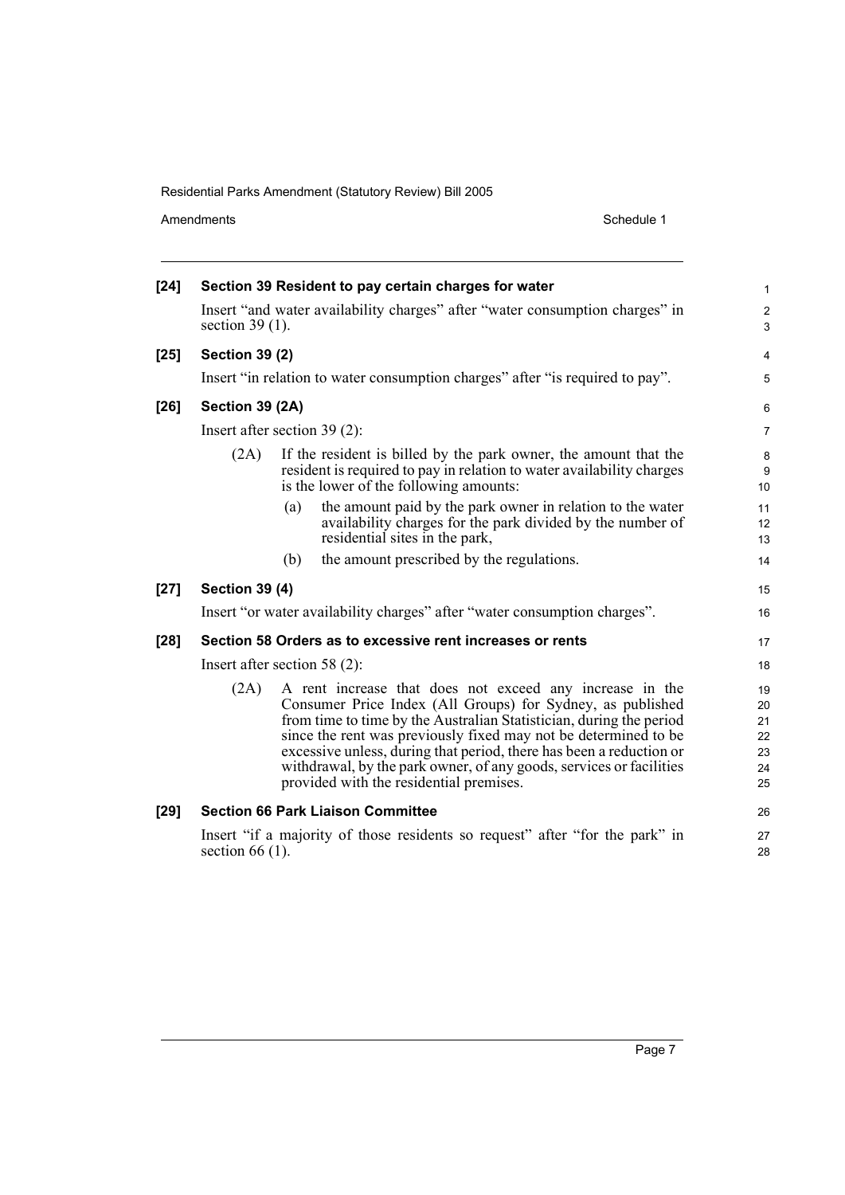**[24] Section 39 Resident to pay certain charges for water**

Insert "and water availability charges" after "water consumption charges" in section 39 (1).

**[25] Section 39 (2)**

Insert "in relation to water consumption charges" after "is required to pay".

**[26] Section 39 (2A)**

Insert after section 39 (2):

(2A) If the resident is billed by the park owner, the amount that the resident is required to pay in relation to water availability charges is the lower of the following amounts:

(a) the amount paid by the park owner in relation to the water availability charges for the park divided by the number of residential sites in the park,

(b) the amount prescribed by the regulations.

**[27] Section 39 (4)**

Insert "or water availability charges" after "water consumption charges".

**[28] Section 58 Orders as to excessive rent increases or rents**

Insert after section 58 (2):

(2A) A rent increase that does not exceed any increase in the Consumer Price Index (All Groups) for Sydney, as published from time to time by the Australian Statistician, during the period since the rent was previously fixed may not be determined to be excessive unless, during that period, there has been a reduction or withdrawal, by the park owner, of any goods, services or facilities provided with the residential premises.

**[29] Section 66 Park Liaison Committee**

Insert "if a majority of those residents so request" after "for the park" in section 66 (1).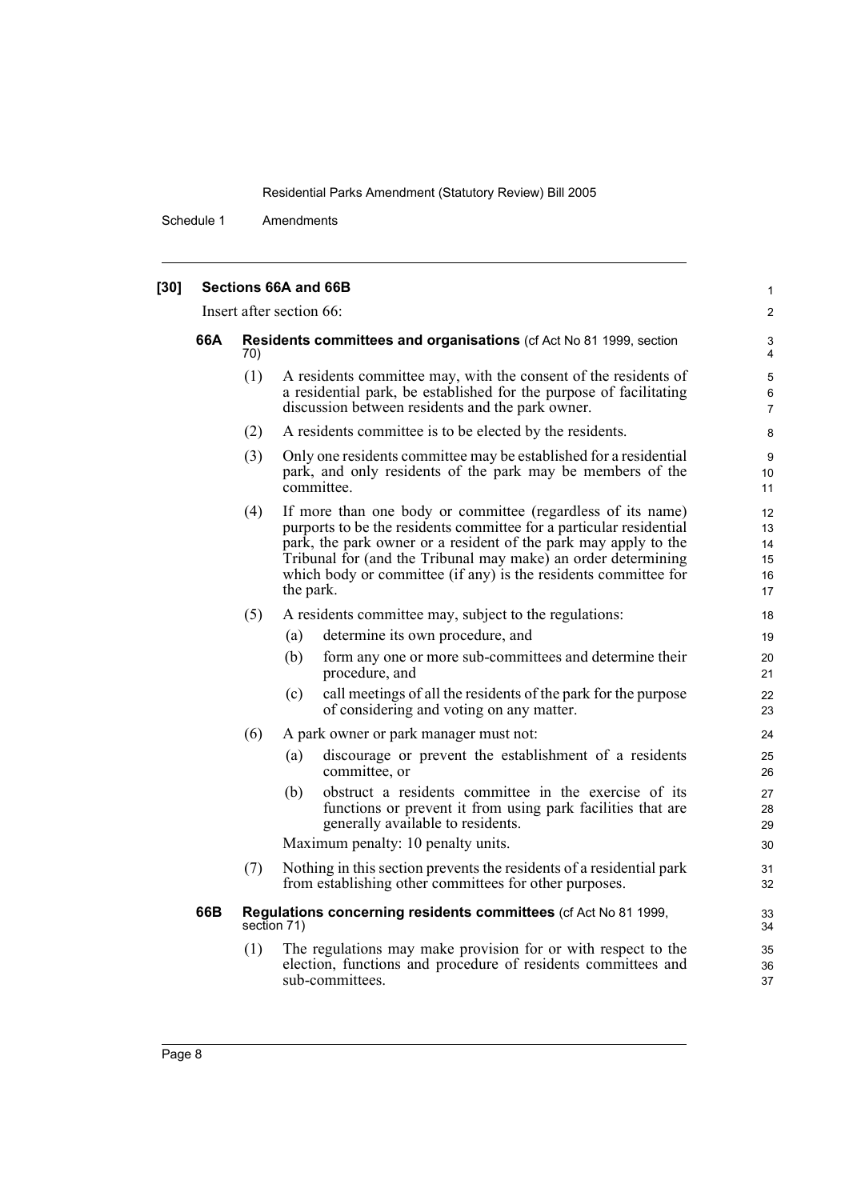## [30] Sections 66A and 66B

Insert after section 66:

### 66A Residents committees and organisations (cf Act No 81 1999, section 70)

(1) A residents committee may, with the consent of the residents of a residential park, be established for the purpose of facilitating discussion between residents and the park owner.

(2) A residents committee is to be elected by the residents.

(3) Only one residents committee may be established for a residential park, and only residents of the park may be members of the committee.

(4) If more than one body or committee (regardless of its name) purports to be the residents committee for a particular residential park, the park owner or a resident of the park may apply to the Tribunal for (and the Tribunal may make) an order determining which body or committee (if any) is the residents committee for the park.

(5) A residents committee may, subject to the regulations:

- (a) determine its own procedure, and
- (b) form any one or more sub-committees and determine their procedure, and
- (c) call meetings of all the residents of the park for the purpose of considering and voting on any matter.

(6) A park owner or park manager must not:

- (a) discourage or prevent the establishment of a residents committee, or
- (b) obstruct a residents committee in the exercise of its functions or prevent it from using park facilities that are generally available to residents.

Maximum penalty: 10 penalty units.

(7) Nothing in this section prevents the residents of a residential park from establishing other committees for other purposes.

### 66B Regulations concerning residents committees (cf Act No 81 1999, section 71)

(1) The regulations may make provision for or with respect to the election, functions and procedure of residents committees and sub-committees.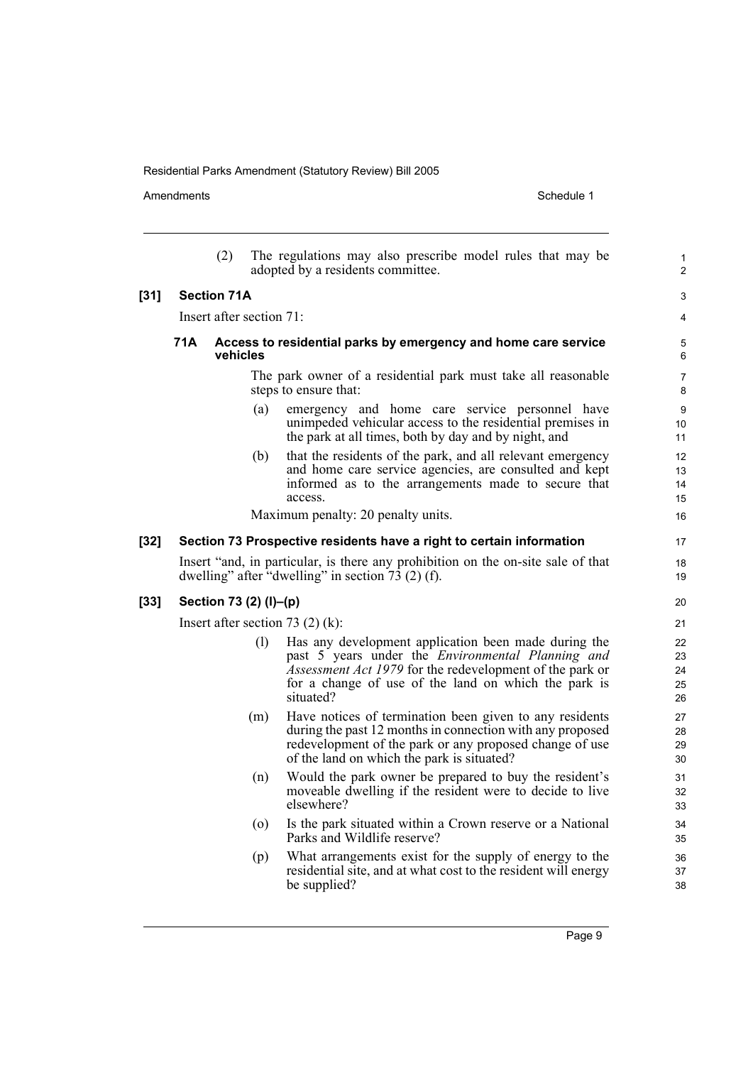(2) The regulations may also prescribe model rules that may be adopted by a residents committee.

**[31] Section 71A**

Insert after section 71:

**71A Access to residential parks by emergency and home care service vehicles**

The park owner of a residential park must take all reasonable steps to ensure that:

(a) emergency and home care service personnel have unimpeded vehicular access to the residential premises in the park at all times, both by day and by night, and

(b) that the residents of the park, and all relevant emergency and home care service agencies, are consulted and kept informed as to the arrangements made to secure that access.

Maximum penalty: 20 penalty units.

**[32] Section 73 Prospective residents have a right to certain information**

Insert "and, in particular, is there any prohibition on the on-site sale of that dwelling" after "dwelling" in section 73 (2) (f).

**[33] Section 73 (2) (l)–(p)**

Insert after section 73 (2) (k):

(l) Has any development application been made during the past 5 years under the *Environmental Planning and Assessment Act 1979* for the redevelopment of the park or for a change of use of the land on which the park is situated?

(m) Have notices of termination been given to any residents during the past 12 months in connection with any proposed redevelopment of the park or any proposed change of use of the land on which the park is situated?

(n) Would the park owner be prepared to buy the resident's moveable dwelling if the resident were to decide to live elsewhere?

(o) Is the park situated within a Crown reserve or a National Parks and Wildlife reserve?

(p) What arrangements exist for the supply of energy to the residential site, and at what cost to the resident will energy be supplied?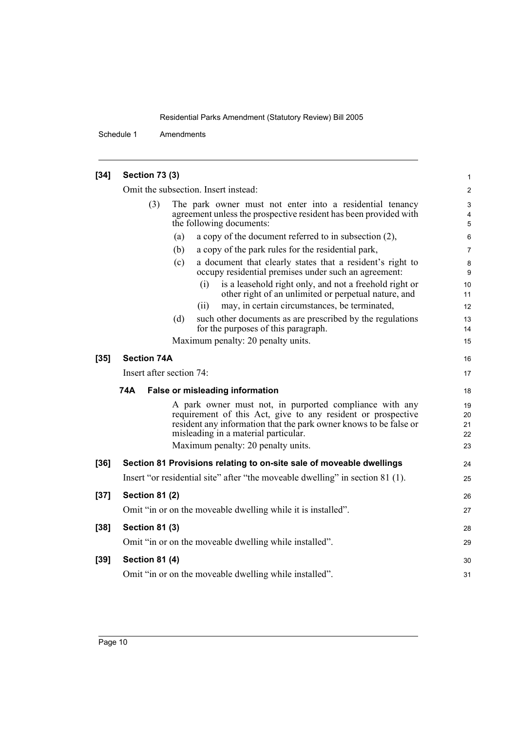**[34] Section 73 (3)**

Omit the subsection. Insert instead:

(3) The park owner must not enter into a residential tenancy agreement unless the prospective resident has been provided with the following documents:

(a) a copy of the document referred to in subsection (2),

(b) a copy of the park rules for the residential park,

(c) a document that clearly states that a resident's right to occupy residential premises under such an agreement:

(i) is a leasehold right only, and not a freehold right or other right of an unlimited or perpetual nature, and

(ii) may, in certain circumstances, be terminated,

(d) such other documents as are prescribed by the regulations for the purposes of this paragraph.

Maximum penalty: 20 penalty units.

**[35] Section 74A**

Insert after section 74:

**74A False or misleading information**

A park owner must not, in purported compliance with any requirement of this Act, give to any resident or prospective resident any information that the park owner knows to be false or misleading in a material particular.

Maximum penalty: 20 penalty units.

**[36] Section 81 Provisions relating to on-site sale of moveable dwellings**

Insert "or residential site" after "the moveable dwelling" in section 81 (1).

**[37] Section 81 (2)**

Omit "in or on the moveable dwelling while it is installed".

**[38] Section 81 (3)**

Omit "in or on the moveable dwelling while installed".

**[39] Section 81 (4)**

Omit "in or on the moveable dwelling while installed".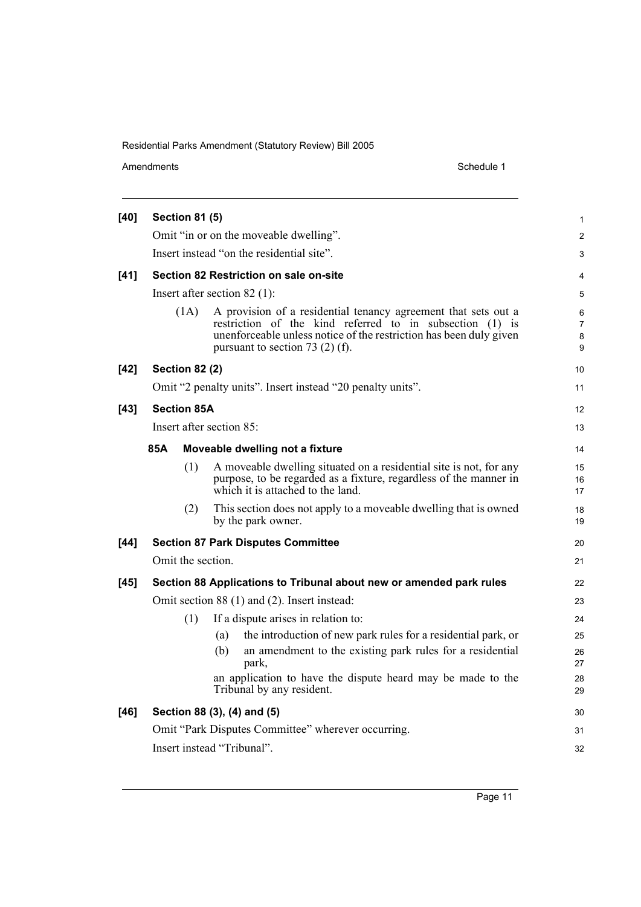**[40] Section 81 (5)**

Omit "in or on the moveable dwelling".

Insert instead "on the residential site".

**[41] Section 82 Restriction on sale on-site**

Insert after section 82 (1):

(1A) A provision of a residential tenancy agreement that sets out a restriction of the kind referred to in subsection (1) is unenforceable unless notice of the restriction has been duly given pursuant to section 73 (2) (f).

**[42] Section 82 (2)**

Omit "2 penalty units". Insert instead "20 penalty units".

**[43] Section 85A**

Insert after section 85:

**85A Moveable dwelling not a fixture**

(1) A moveable dwelling situated on a residential site is not, for any purpose, to be regarded as a fixture, regardless of the manner in which it is attached to the land.

(2) This section does not apply to a moveable dwelling that is owned by the park owner.

**[44] Section 87 Park Disputes Committee**

Omit the section.

**[45] Section 88 Applications to Tribunal about new or amended park rules**

Omit section 88 (1) and (2). Insert instead:

(1) If a dispute arises in relation to:

(a) the introduction of new park rules for a residential park, or

(b) an amendment to the existing park rules for a residential park,

an application to have the dispute heard may be made to the Tribunal by any resident.

**[46] Section 88 (3), (4) and (5)**

Omit "Park Disputes Committee" wherever occurring.

Insert instead "Tribunal".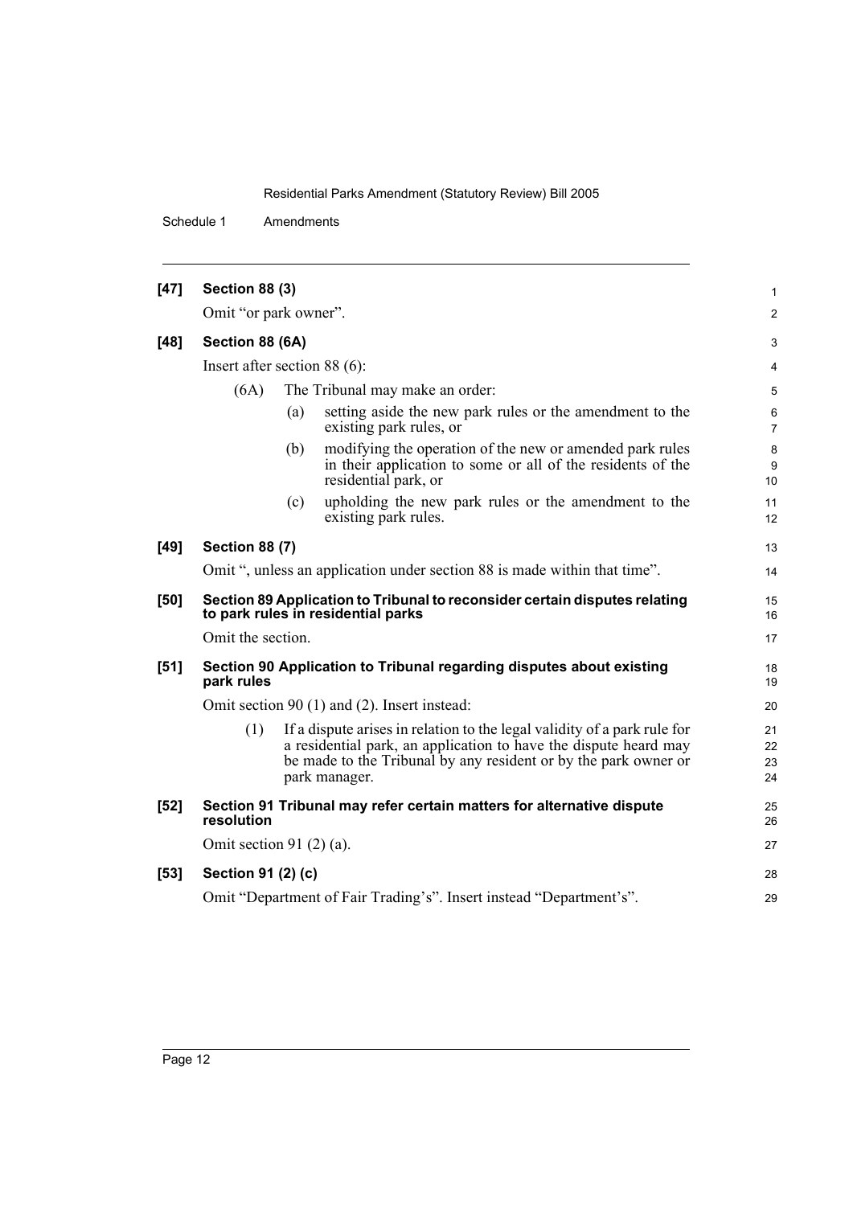**[47] Section 88 (3)**

Omit "or park owner".

**[48] Section 88 (6A)**

Insert after section 88 (6):

(6A) The Tribunal may make an order:

(a) setting aside the new park rules or the amendment to the existing park rules, or

(b) modifying the operation of the new or amended park rules in their application to some or all of the residents of the residential park, or

(c) upholding the new park rules or the amendment to the existing park rules.

**[49] Section 88 (7)**

Omit ", unless an application under section 88 is made within that time".

**[50] Section 89 Application to Tribunal to reconsider certain disputes relating to park rules in residential parks**

Omit the section.

**[51] Section 90 Application to Tribunal regarding disputes about existing park rules**

Omit section 90 (1) and (2). Insert instead:

(1) If a dispute arises in relation to the legal validity of a park rule for a residential park, an application to have the dispute heard may be made to the Tribunal by any resident or by the park owner or park manager.

**[52] Section 91 Tribunal may refer certain matters for alternative dispute resolution**

Omit section 91 (2) (a).

**[53] Section 91 (2) (c)**

Omit "Department of Fair Trading's". Insert instead "Department's".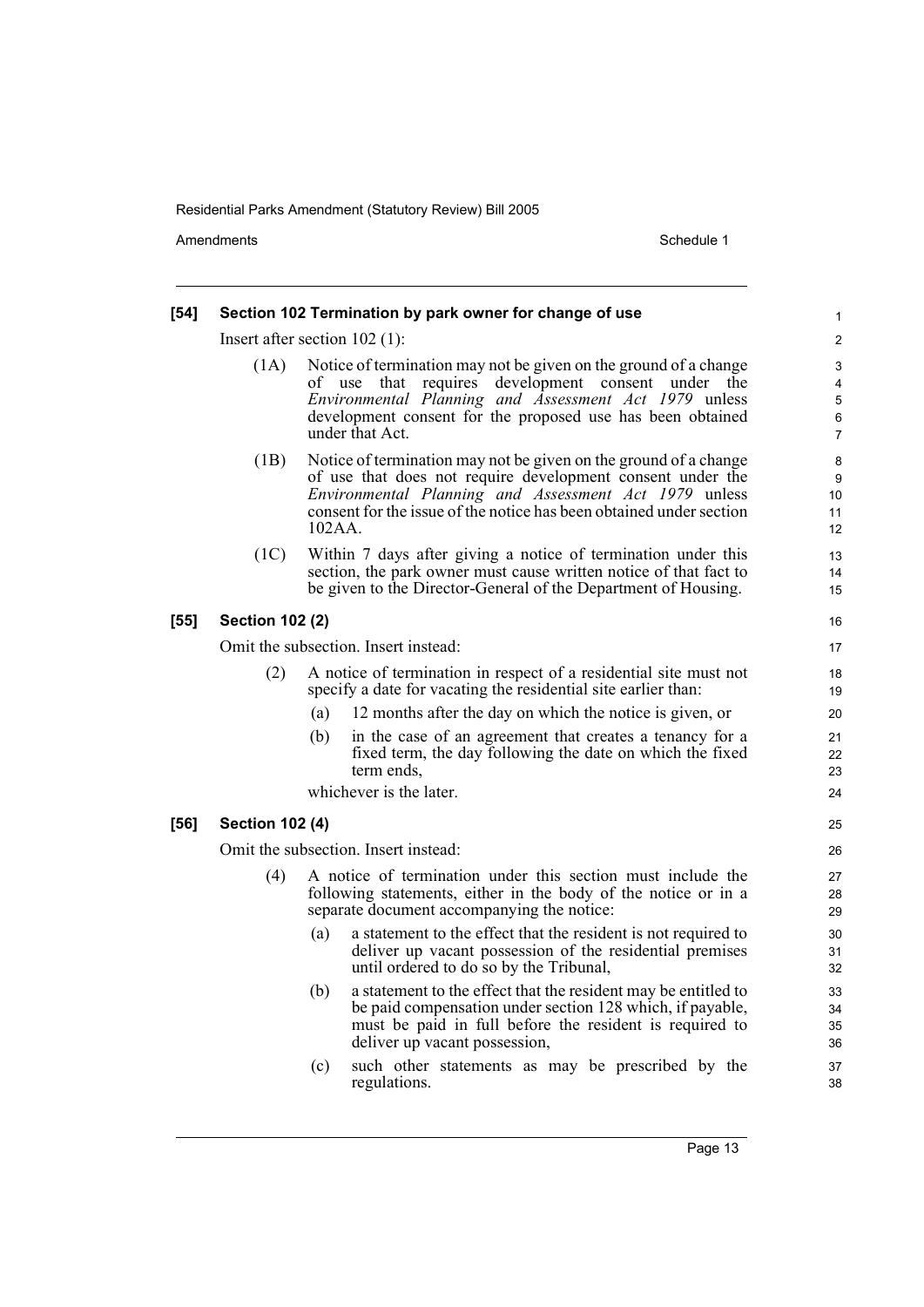**[54] Section 102 Termination by park owner for change of use**

Insert after section 102 (1):

(1A) Notice of termination may not be given on the ground of a change of use that requires development consent under the *Environmental Planning and Assessment Act 1979* unless development consent for the proposed use has been obtained under that Act.

(1B) Notice of termination may not be given on the ground of a change of use that does not require development consent under the *Environmental Planning and Assessment Act 1979* unless consent for the issue of the notice has been obtained under section 102AA.

(1C) Within 7 days after giving a notice of termination under this section, the park owner must cause written notice of that fact to be given to the Director-General of the Department of Housing.

**[55] Section 102 (2)**

Omit the subsection. Insert instead:

(2) A notice of termination in respect of a residential site must not specify a date for vacating the residential site earlier than:

(a) 12 months after the day on which the notice is given, or

(b) in the case of an agreement that creates a tenancy for a fixed term, the day following the date on which the fixed term ends,

whichever is the later.

**[56] Section 102 (4)**

Omit the subsection. Insert instead:

(4) A notice of termination under this section must include the following statements, either in the body of the notice or in a separate document accompanying the notice:

(a) a statement to the effect that the resident is not required to deliver up vacant possession of the residential premises until ordered to do so by the Tribunal,

(b) a statement to the effect that the resident may be entitled to be paid compensation under section 128 which, if payable, must be paid in full before the resident is required to deliver up vacant possession,

(c) such other statements as may be prescribed by the regulations.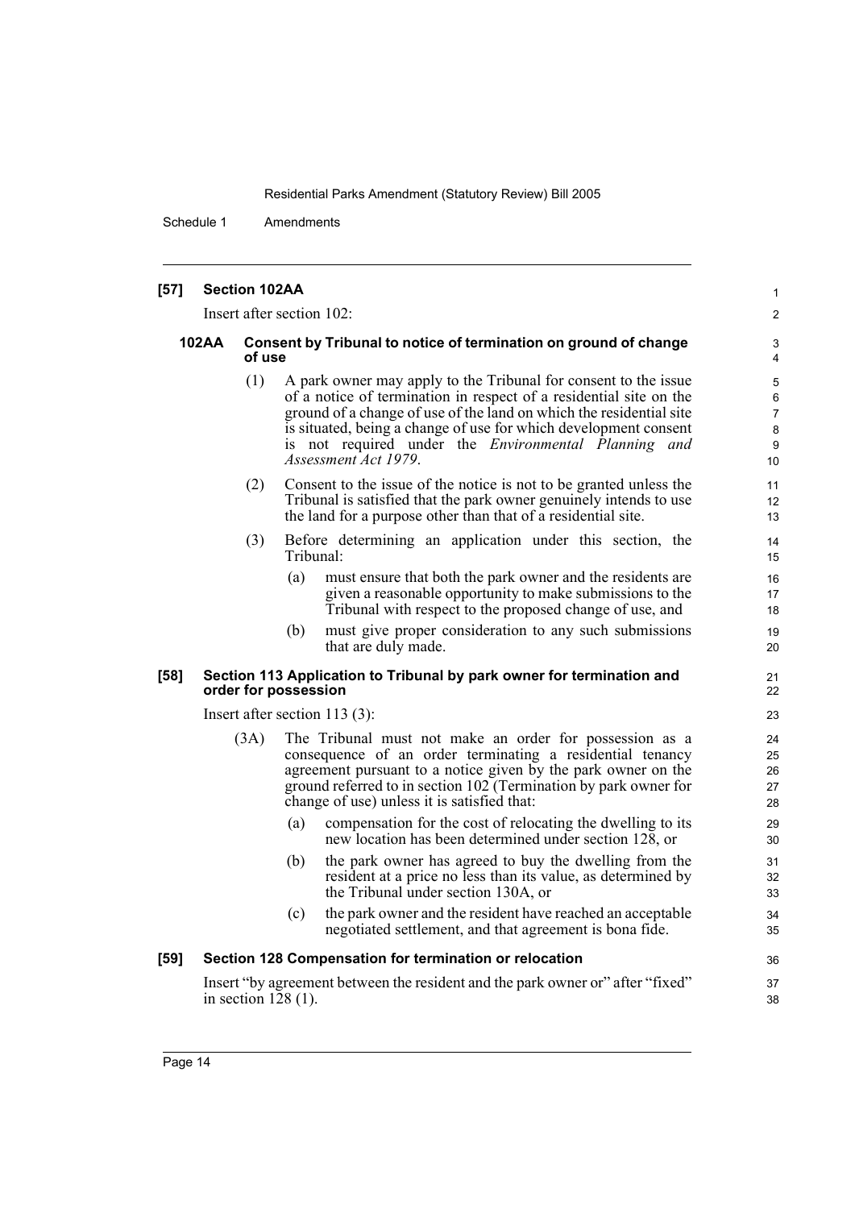**[57] Section 102AA**

Insert after section 102:

**102AA Consent by Tribunal to notice of termination on ground of change of use**

(1) A park owner may apply to the Tribunal for consent to the issue of a notice of termination in respect of a residential site on the ground of a change of use of the land on which the residential site is situated, being a change of use for which development consent is not required under the *Environmental Planning and Assessment Act 1979*.

(2) Consent to the issue of the notice is not to be granted unless the Tribunal is satisfied that the park owner genuinely intends to use the land for a purpose other than that of a residential site.

(3) Before determining an application under this section, the Tribunal:

- (a) must ensure that both the park owner and the residents are given a reasonable opportunity to make submissions to the Tribunal with respect to the proposed change of use, and
- (b) must give proper consideration to any such submissions that are duly made.

**[58] Section 113 Application to Tribunal by park owner for termination and order for possession**

Insert after section 113 (3):

(3A) The Tribunal must not make an order for possession as a consequence of an order terminating a residential tenancy agreement pursuant to a notice given by the park owner on the ground referred to in section 102 (Termination by park owner for change of use) unless it is satisfied that:

- (a) compensation for the cost of relocating the dwelling to its new location has been determined under section 128, or
- (b) the park owner has agreed to buy the dwelling from the resident at a price no less than its value, as determined by the Tribunal under section 130A, or
- (c) the park owner and the resident have reached an acceptable negotiated settlement, and that agreement is bona fide.

**[59] Section 128 Compensation for termination or relocation**

Insert "by agreement between the resident and the park owner or" after "fixed" in section 128 (1).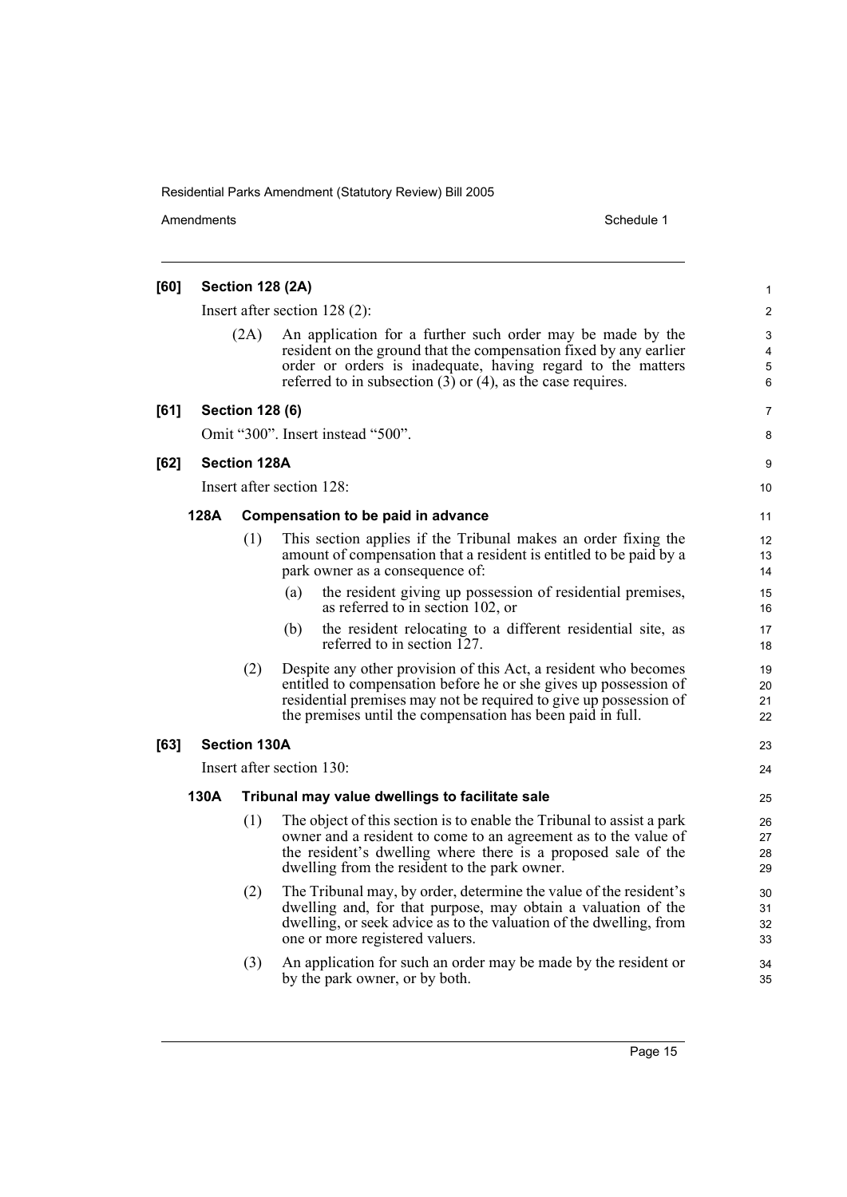**[60] Section 128 (2A)**

Insert after section 128 (2):

(2A) An application for a further such order may be made by the resident on the ground that the compensation fixed by any earlier order or orders is inadequate, having regard to the matters referred to in subsection (3) or (4), as the case requires.

**[61] Section 128 (6)**

Omit "300". Insert instead "500".

**[62] Section 128A**

Insert after section 128:

**128A Compensation to be paid in advance**

(1) This section applies if the Tribunal makes an order fixing the amount of compensation that a resident is entitled to be paid by a park owner as a consequence of:

(a) the resident giving up possession of residential premises, as referred to in section 102, or

(b) the resident relocating to a different residential site, as referred to in section 127.

(2) Despite any other provision of this Act, a resident who becomes entitled to compensation before he or she gives up possession of residential premises may not be required to give up possession of the premises until the compensation has been paid in full.

**[63] Section 130A**

Insert after section 130:

**130A Tribunal may value dwellings to facilitate sale**

(1) The object of this section is to enable the Tribunal to assist a park owner and a resident to come to an agreement as to the value of the resident's dwelling where there is a proposed sale of the dwelling from the resident to the park owner.

(2) The Tribunal may, by order, determine the value of the resident's dwelling and, for that purpose, may obtain a valuation of the dwelling, or seek advice as to the valuation of the dwelling, from one or more registered valuers.

(3) An application for such an order may be made by the resident or by the park owner, or by both.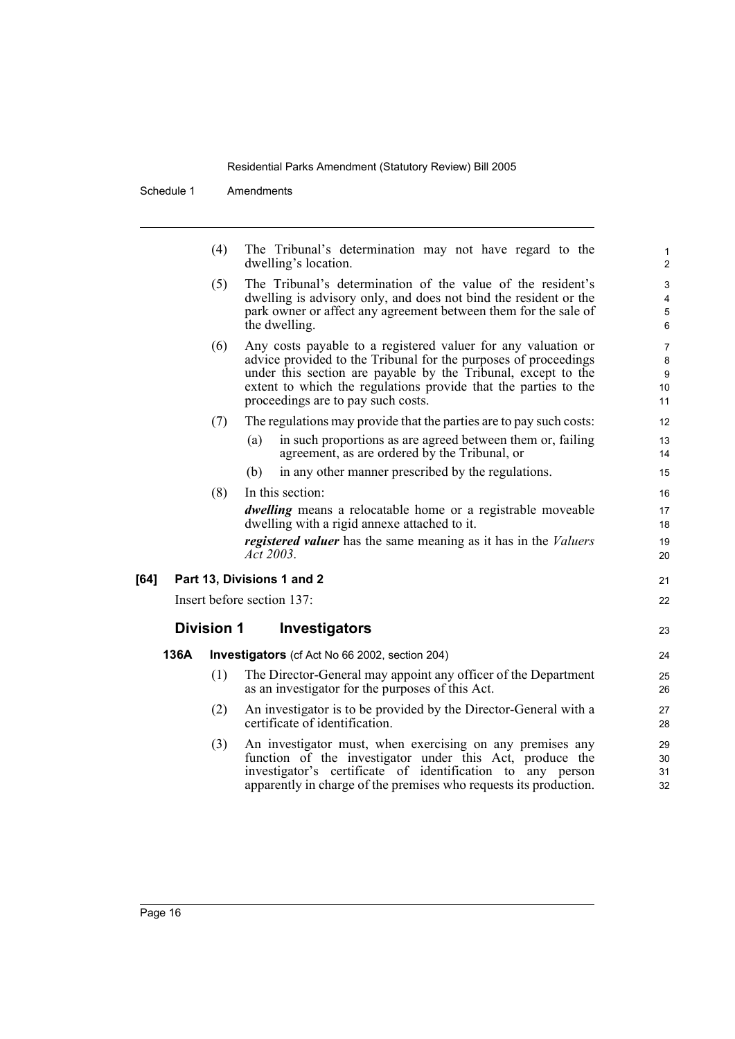(4) The Tribunal's determination may not have regard to the dwelling's location.

(5) The Tribunal's determination of the value of the resident's dwelling is advisory only, and does not bind the resident or the park owner or affect any agreement between them for the sale of the dwelling.

(6) Any costs payable to a registered valuer for any valuation or advice provided to the Tribunal for the purposes of proceedings under this section are payable by the Tribunal, except to the extent to which the regulations provide that the parties to the proceedings are to pay such costs.

(7) The regulations may provide that the parties are to pay such costs:

(a) in such proportions as are agreed between them or, failing agreement, as are ordered by the Tribunal, or

(b) in any other manner prescribed by the regulations.

(8) In this section:

***dwelling*** means a relocatable home or a registrable moveable dwelling with a rigid annexe attached to it.

***registered valuer*** has the same meaning as it has in the *Valuers Act 2003*.

**[64] Part 13, Divisions 1 and 2**

Insert before section 137:

## Division 1 Investigators

**136A Investigators** (cf Act No 66 2002, section 204)

(1) The Director-General may appoint any officer of the Department as an investigator for the purposes of this Act.

(2) An investigator is to be provided by the Director-General with a certificate of identification.

(3) An investigator must, when exercising on any premises any function of the investigator under this Act, produce the investigator's certificate of identification to any person apparently in charge of the premises who requests its production.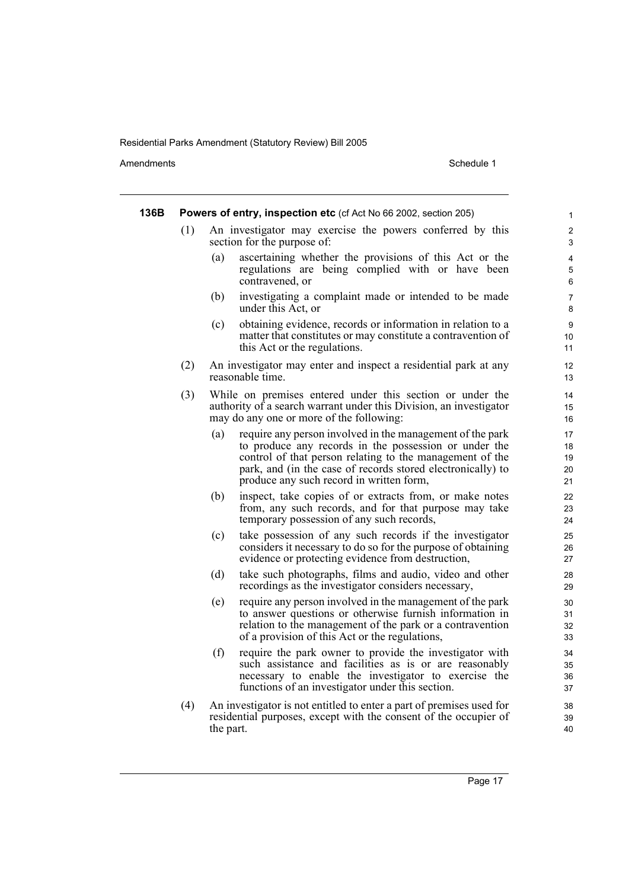**136B Powers of entry, inspection etc** (cf Act No 66 2002, section 205)

(1) An investigator may exercise the powers conferred by this section for the purpose of:

(a) ascertaining whether the provisions of this Act or the regulations are being complied with or have been contravened, or

(b) investigating a complaint made or intended to be made under this Act, or

(c) obtaining evidence, records or information in relation to a matter that constitutes or may constitute a contravention of this Act or the regulations.

(2) An investigator may enter and inspect a residential park at any reasonable time.

(3) While on premises entered under this section or under the authority of a search warrant under this Division, an investigator may do any one or more of the following:

(a) require any person involved in the management of the park to produce any records in the possession or under the control of that person relating to the management of the park, and (in the case of records stored electronically) to produce any such record in written form,

(b) inspect, take copies of or extracts from, or make notes from, any such records, and for that purpose may take temporary possession of any such records,

(c) take possession of any such records if the investigator considers it necessary to do so for the purpose of obtaining evidence or protecting evidence from destruction,

(d) take such photographs, films and audio, video and other recordings as the investigator considers necessary,

(e) require any person involved in the management of the park to answer questions or otherwise furnish information in relation to the management of the park or a contravention of a provision of this Act or the regulations,

(f) require the park owner to provide the investigator with such assistance and facilities as is or are reasonably necessary to enable the investigator to exercise the functions of an investigator under this section.

(4) An investigator is not entitled to enter a part of premises used for residential purposes, except with the consent of the occupier of the part.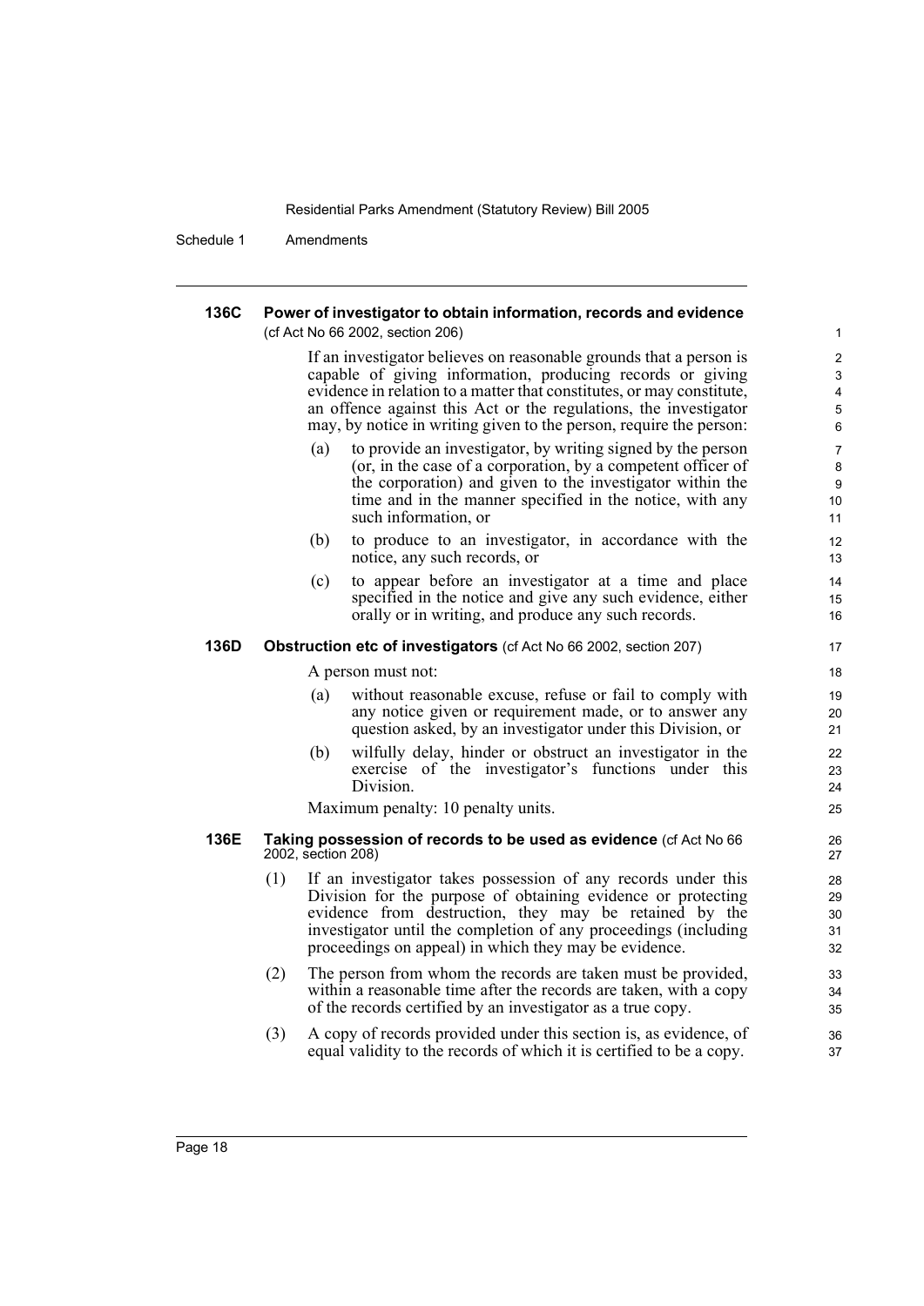#### 136C Power of investigator to obtain information, records and evidence (cf Act No 66 2002, section 206)

If an investigator believes on reasonable grounds that a person is capable of giving information, producing records or giving evidence in relation to a matter that constitutes, or may constitute, an offence against this Act or the regulations, the investigator may, by notice in writing given to the person, require the person:

(a) to provide an investigator, by writing signed by the person (or, in the case of a corporation, by a competent officer of the corporation) and given to the investigator within the time and in the manner specified in the notice, with any such information, or

(b) to produce to an investigator, in accordance with the notice, any such records, or

(c) to appear before an investigator at a time and place specified in the notice and give any such evidence, either orally or in writing, and produce any such records.

#### 136D Obstruction etc of investigators (cf Act No 66 2002, section 207)

A person must not:

(a) without reasonable excuse, refuse or fail to comply with any notice given or requirement made, or to answer any question asked, by an investigator under this Division, or

(b) wilfully delay, hinder or obstruct an investigator in the exercise of the investigator's functions under this Division.

Maximum penalty: 10 penalty units.

#### 136E Taking possession of records to be used as evidence (cf Act No 66 2002, section 208)

(1) If an investigator takes possession of any records under this Division for the purpose of obtaining evidence or protecting evidence from destruction, they may be retained by the investigator until the completion of any proceedings (including proceedings on appeal) in which they may be evidence.

(2) The person from whom the records are taken must be provided, within a reasonable time after the records are taken, with a copy of the records certified by an investigator as a true copy.

(3) A copy of records provided under this section is, as evidence, of equal validity to the records of which it is certified to be a copy.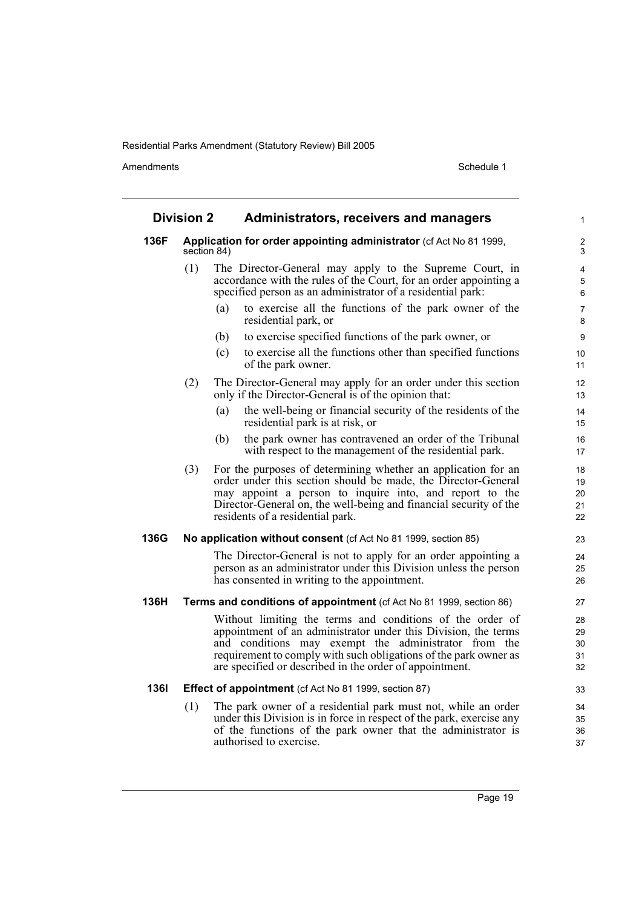## Division 2 Administrators, receivers and managers

**136F Application for order appointing administrator** (cf Act No 81 1999, section 84)

(1) The Director-General may apply to the Supreme Court, in accordance with the rules of the Court, for an order appointing a specified person as an administrator of a residential park:

(a) to exercise all the functions of the park owner of the residential park, or

(b) to exercise specified functions of the park owner, or

(c) to exercise all the functions other than specified functions of the park owner.

(2) The Director-General may apply for an order under this section only if the Director-General is of the opinion that:

(a) the well-being or financial security of the residents of the residential park is at risk, or

(b) the park owner has contravened an order of the Tribunal with respect to the management of the residential park.

(3) For the purposes of determining whether an application for an order under this section should be made, the Director-General may appoint a person to inquire into, and report to the Director-General on, the well-being and financial security of the residents of a residential park.

**136G No application without consent** (cf Act No 81 1999, section 85)

The Director-General is not to apply for an order appointing a person as an administrator under this Division unless the person has consented in writing to the appointment.

**136H Terms and conditions of appointment** (cf Act No 81 1999, section 86)

Without limiting the terms and conditions of the order of appointment of an administrator under this Division, the terms and conditions may exempt the administrator from the requirement to comply with such obligations of the park owner as are specified or described in the order of appointment.

**136I Effect of appointment** (cf Act No 81 1999, section 87)

(1) The park owner of a residential park must not, while an order under this Division is in force in respect of the park, exercise any of the functions of the park owner that the administrator is authorised to exercise.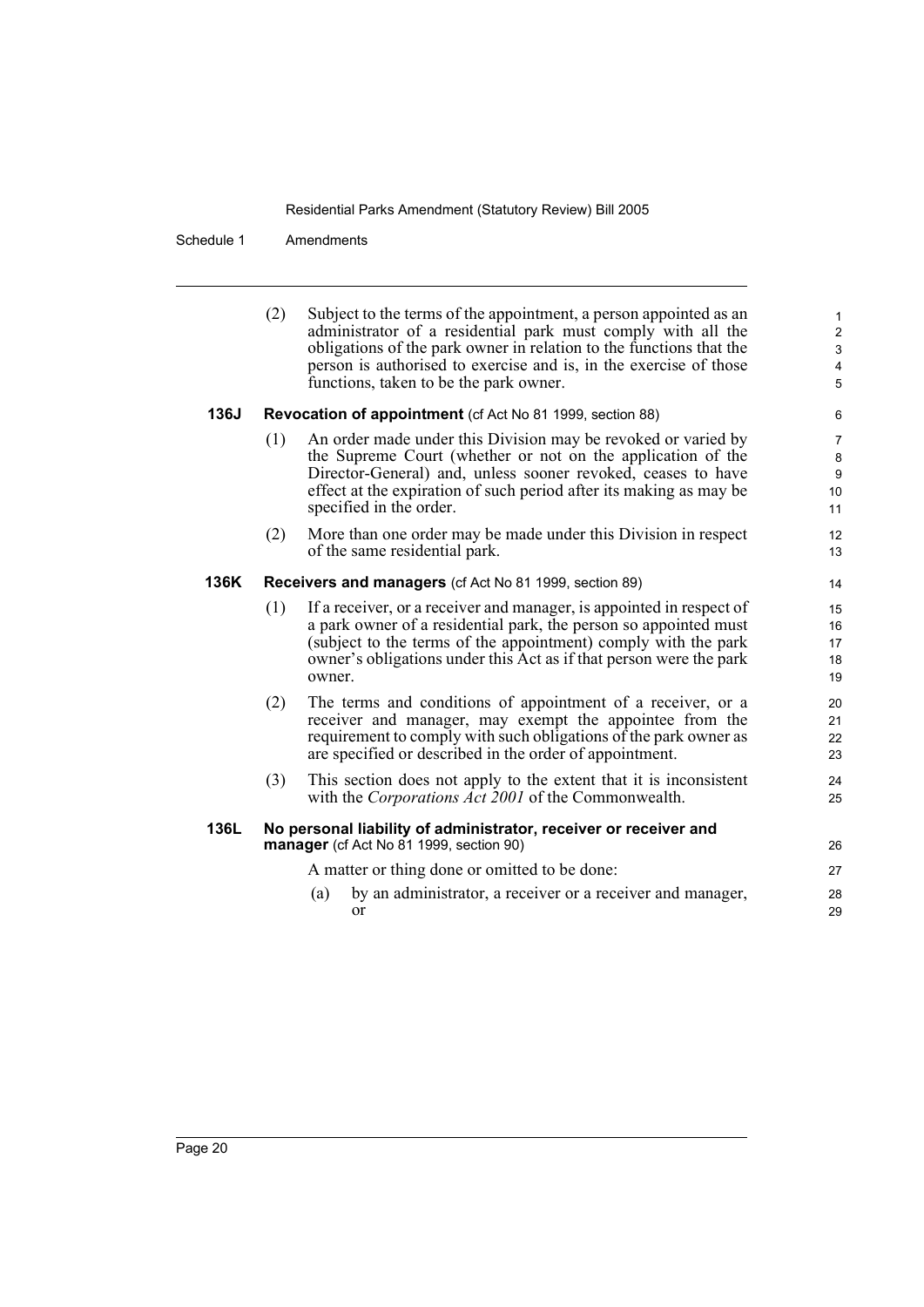(2) Subject to the terms of the appointment, a person appointed as an administrator of a residential park must comply with all the obligations of the park owner in relation to the functions that the person is authorised to exercise and is, in the exercise of those functions, taken to be the park owner.

**136J Revocation of appointment** (cf Act No 81 1999, section 88)

(1) An order made under this Division may be revoked or varied by the Supreme Court (whether or not on the application of the Director-General) and, unless sooner revoked, ceases to have effect at the expiration of such period after its making as may be specified in the order.

(2) More than one order may be made under this Division in respect of the same residential park.

**136K Receivers and managers** (cf Act No 81 1999, section 89)

(1) If a receiver, or a receiver and manager, is appointed in respect of a park owner of a residential park, the person so appointed must (subject to the terms of the appointment) comply with the park owner's obligations under this Act as if that person were the park owner.

(2) The terms and conditions of appointment of a receiver, or a receiver and manager, may exempt the appointee from the requirement to comply with such obligations of the park owner as are specified or described in the order of appointment.

(3) This section does not apply to the extent that it is inconsistent with the *Corporations Act 2001* of the Commonwealth.

**136L No personal liability of administrator, receiver or receiver and manager** (cf Act No 81 1999, section 90)

A matter or thing done or omitted to be done:

(a) by an administrator, a receiver or a receiver and manager, or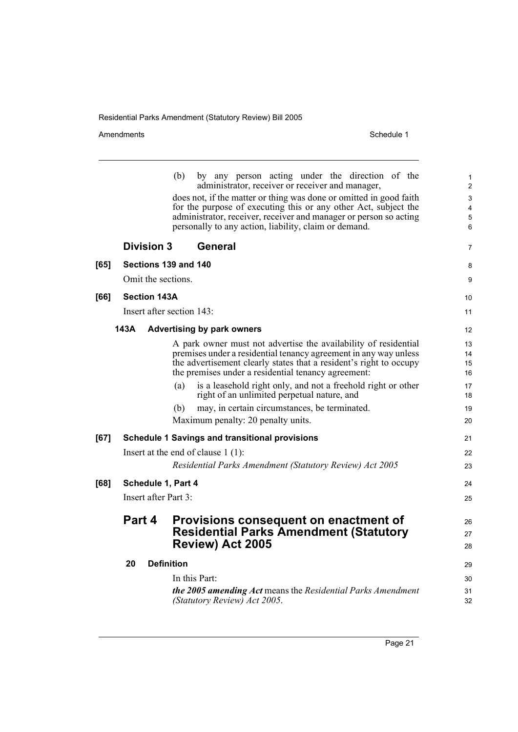(b) by any person acting under the direction of the administrator, receiver or receiver and manager,

does not, if the matter or thing was done or omitted in good faith for the purpose of executing this or any other Act, subject the administrator, receiver, receiver and manager or person so acting personally to any action, liability, claim or demand.

### Division 3 General

**[65] Sections 139 and 140**

Omit the sections.

**[66] Section 143A**

Insert after section 143:

**143A Advertising by park owners**

A park owner must not advertise the availability of residential premises under a residential tenancy agreement in any way unless the advertisement clearly states that a resident's right to occupy the premises under a residential tenancy agreement:

(a) is a leasehold right only, and not a freehold right or other right of an unlimited perpetual nature, and

(b) may, in certain circumstances, be terminated.

Maximum penalty: 20 penalty units.

**[67] Schedule 1 Savings and transitional provisions**

Insert at the end of clause 1 (1):

*Residential Parks Amendment (Statutory Review) Act 2005*

**[68] Schedule 1, Part 4**

Insert after Part 3:

## Part 4 Provisions consequent on enactment of Residential Parks Amendment (Statutory Review) Act 2005

**20 Definition**

In this Part:

***the 2005 amending Act*** means the *Residential Parks Amendment (Statutory Review) Act 2005*.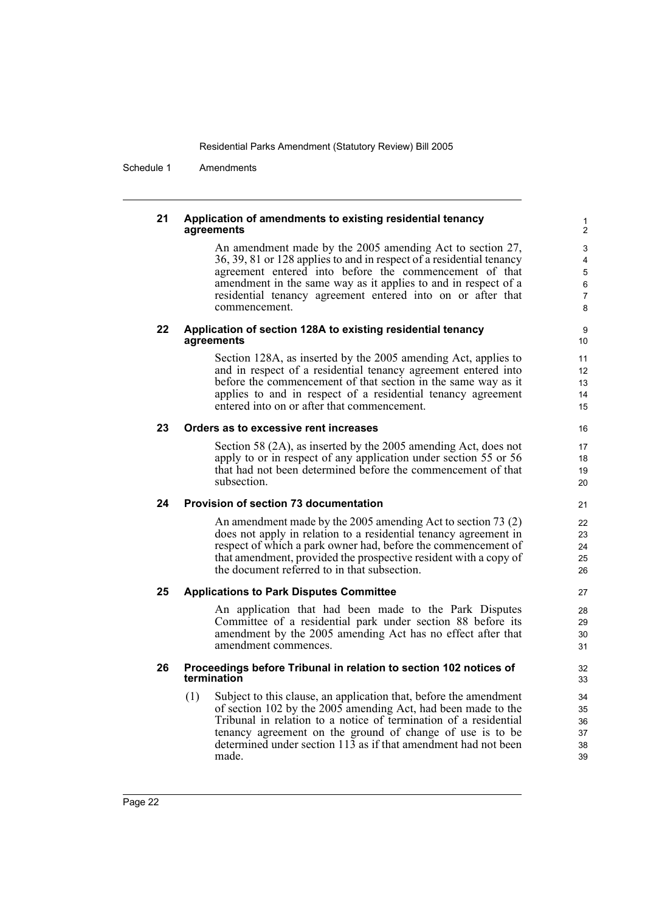**21 Application of amendments to existing residential tenancy agreements**

An amendment made by the 2005 amending Act to section 27, 36, 39, 81 or 128 applies to and in respect of a residential tenancy agreement entered into before the commencement of that amendment in the same way as it applies to and in respect of a residential tenancy agreement entered into on or after that commencement.

**22 Application of section 128A to existing residential tenancy agreements**

Section 128A, as inserted by the 2005 amending Act, applies to and in respect of a residential tenancy agreement entered into before the commencement of that section in the same way as it applies to and in respect of a residential tenancy agreement entered into on or after that commencement.

**23 Orders as to excessive rent increases**

Section 58 (2A), as inserted by the 2005 amending Act, does not apply to or in respect of any application under section 55 or 56 that had not been determined before the commencement of that subsection.

**24 Provision of section 73 documentation**

An amendment made by the 2005 amending Act to section 73 (2) does not apply in relation to a residential tenancy agreement in respect of which a park owner had, before the commencement of that amendment, provided the prospective resident with a copy of the document referred to in that subsection.

**25 Applications to Park Disputes Committee**

An application that had been made to the Park Disputes Committee of a residential park under section 88 before its amendment by the 2005 amending Act has no effect after that amendment commences.

**26 Proceedings before Tribunal in relation to section 102 notices of termination**

(1) Subject to this clause, an application that, before the amendment of section 102 by the 2005 amending Act, had been made to the Tribunal in relation to a notice of termination of a residential tenancy agreement on the ground of change of use is to be determined under section 113 as if that amendment had not been made.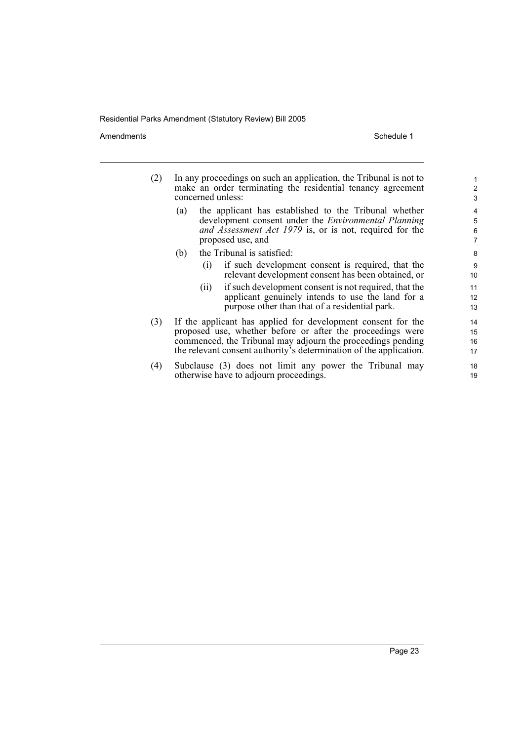(2) In any proceedings on such an application, the Tribunal is not to make an order terminating the residential tenancy agreement concerned unless:

  (a) the applicant has established to the Tribunal whether development consent under the *Environmental Planning and Assessment Act 1979* is, or is not, required for the proposed use, and

  (b) the Tribunal is satisfied:

    (i) if such development consent is required, that the relevant development consent has been obtained, or

    (ii) if such development consent is not required, that the applicant genuinely intends to use the land for a purpose other than that of a residential park.

(3) If the applicant has applied for development consent for the proposed use, whether before or after the proceedings were commenced, the Tribunal may adjourn the proceedings pending the relevant consent authority's determination of the application.

(4) Subclause (3) does not limit any power the Tribunal may otherwise have to adjourn proceedings.